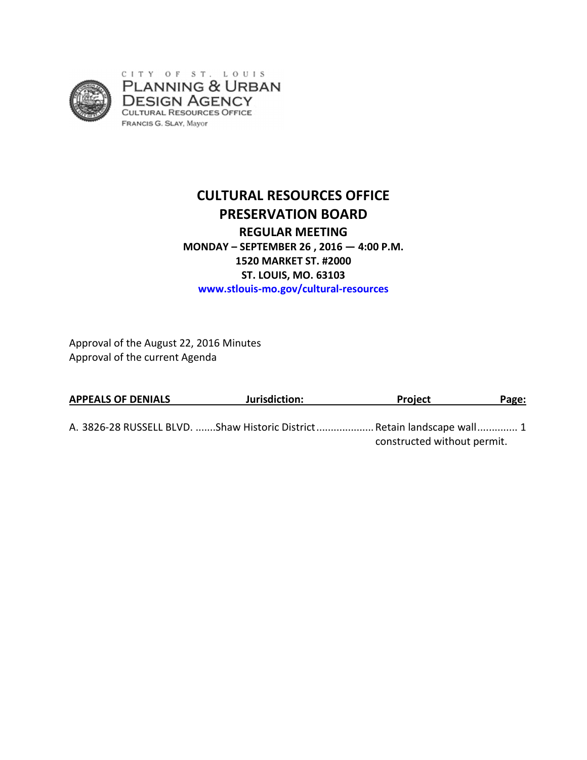CITY OF ST. LOUIS
PLANNING & URBAN DESIGN AGENCY
CULTURAL RESOURCES OFFICE
FRANCIS G. SLAY, Mayor

# CULTURAL RESOURCES OFFICE
# PRESERVATION BOARD

**REGULAR MEETING**
**MONDAY – SEPTEMBER 26 , 2016 — 4:00 P.M.**
**1520 MARKET ST. #2000**
**ST. LOUIS, MO. 63103**
**www.stlouis-mo.gov/cultural-resources**

Approval of the August 22, 2016 Minutes
Approval of the current Agenda

| APPEALS OF DENIALS | Jurisdiction: | Project | Page: |
|---|---|---|---|
| A. 3826-28 RUSSELL BLVD. | Shaw Historic District | Retain landscape wall constructed without permit. | 1 |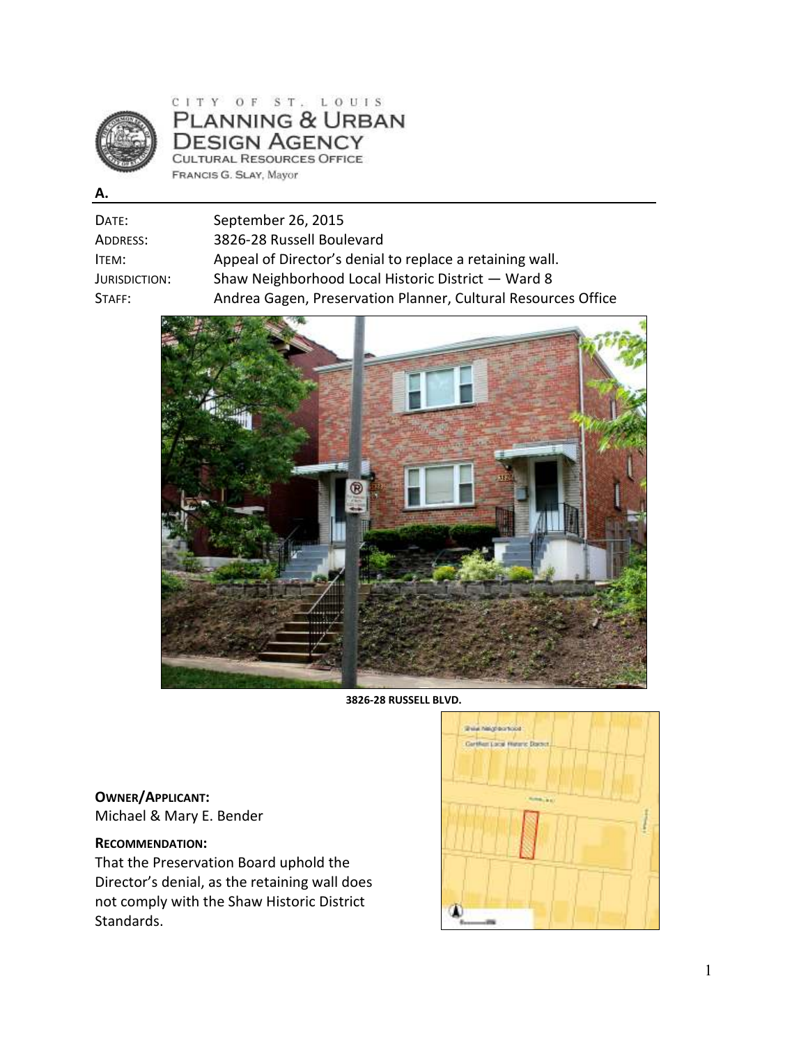CITY OF ST. LOUIS
PLANNING & URBAN DESIGN AGENCY
CULTURAL RESOURCES OFFICE
FRANCIS G. SLAY, Mayor

**A.**

| | |
|---|---|
| DATE: | September 26, 2015 |
| ADDRESS: | 3826-28 Russell Boulevard |
| ITEM: | Appeal of Director's denial to replace a retaining wall. |
| JURISDICTION: | Shaw Neighborhood Local Historic District — Ward 8 |
| STAFF: | Andrea Gagen, Preservation Planner, Cultural Resources Office |

**3826-28 RUSSELL BLVD.**

**OWNER/APPLICANT:**
Michael & Mary E. Bender

**RECOMMENDATION:**
That the Preservation Board uphold the Director's denial, as the retaining wall does not comply with the Shaw Historic District Standards.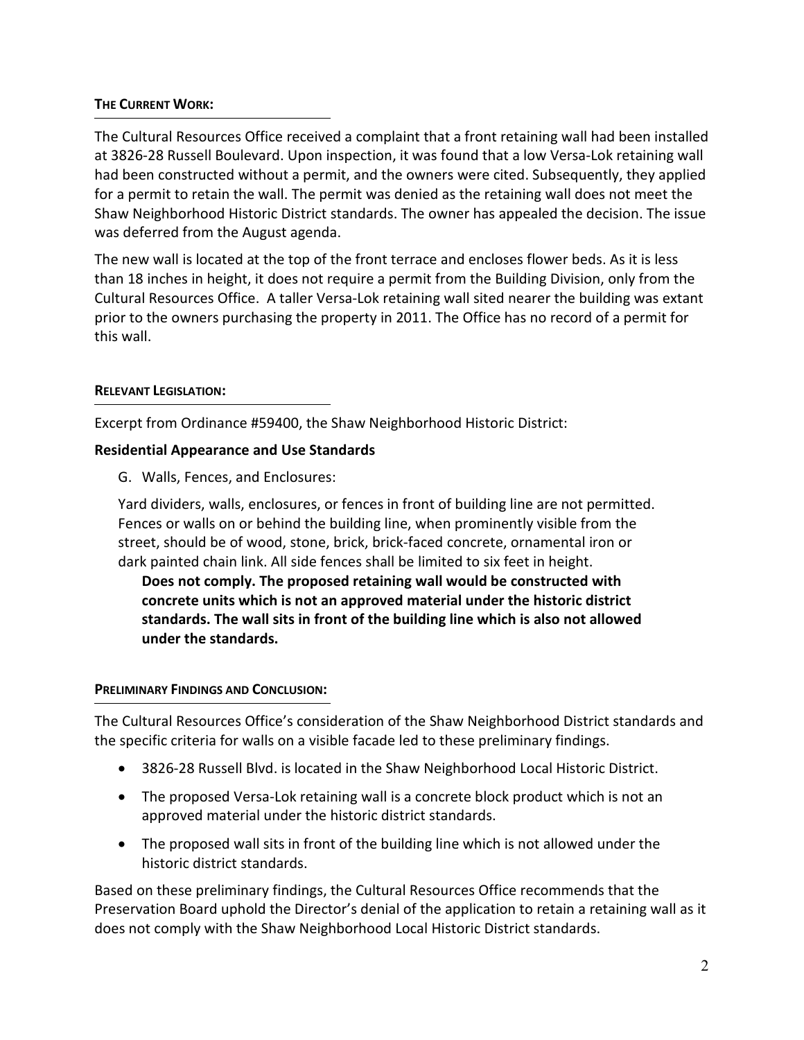#### THE CURRENT WORK:

The Cultural Resources Office received a complaint that a front retaining wall had been installed at 3826-28 Russell Boulevard. Upon inspection, it was found that a low Versa-Lok retaining wall had been constructed without a permit, and the owners were cited. Subsequently, they applied for a permit to retain the wall. The permit was denied as the retaining wall does not meet the Shaw Neighborhood Historic District standards. The owner has appealed the decision. The issue was deferred from the August agenda.

The new wall is located at the top of the front terrace and encloses flower beds. As it is less than 18 inches in height, it does not require a permit from the Building Division, only from the Cultural Resources Office. A taller Versa-Lok retaining wall sited nearer the building was extant prior to the owners purchasing the property in 2011. The Office has no record of a permit for this wall.

#### RELEVANT LEGISLATION:

Excerpt from Ordinance #59400, the Shaw Neighborhood Historic District:

**Residential Appearance and Use Standards**

G. Walls, Fences, and Enclosures:

Yard dividers, walls, enclosures, or fences in front of building line are not permitted. Fences or walls on or behind the building line, when prominently visible from the street, should be of wood, stone, brick, brick-faced concrete, ornamental iron or dark painted chain link. All side fences shall be limited to six feet in height.

**Does not comply. The proposed retaining wall would be constructed with concrete units which is not an approved material under the historic district standards. The wall sits in front of the building line which is also not allowed under the standards.**

#### PRELIMINARY FINDINGS AND CONCLUSION:

The Cultural Resources Office's consideration of the Shaw Neighborhood District standards and the specific criteria for walls on a visible facade led to these preliminary findings.

- 3826-28 Russell Blvd. is located in the Shaw Neighborhood Local Historic District.
- The proposed Versa-Lok retaining wall is a concrete block product which is not an approved material under the historic district standards.
- The proposed wall sits in front of the building line which is not allowed under the historic district standards.

Based on these preliminary findings, the Cultural Resources Office recommends that the Preservation Board uphold the Director's denial of the application to retain a retaining wall as it does not comply with the Shaw Neighborhood Local Historic District standards.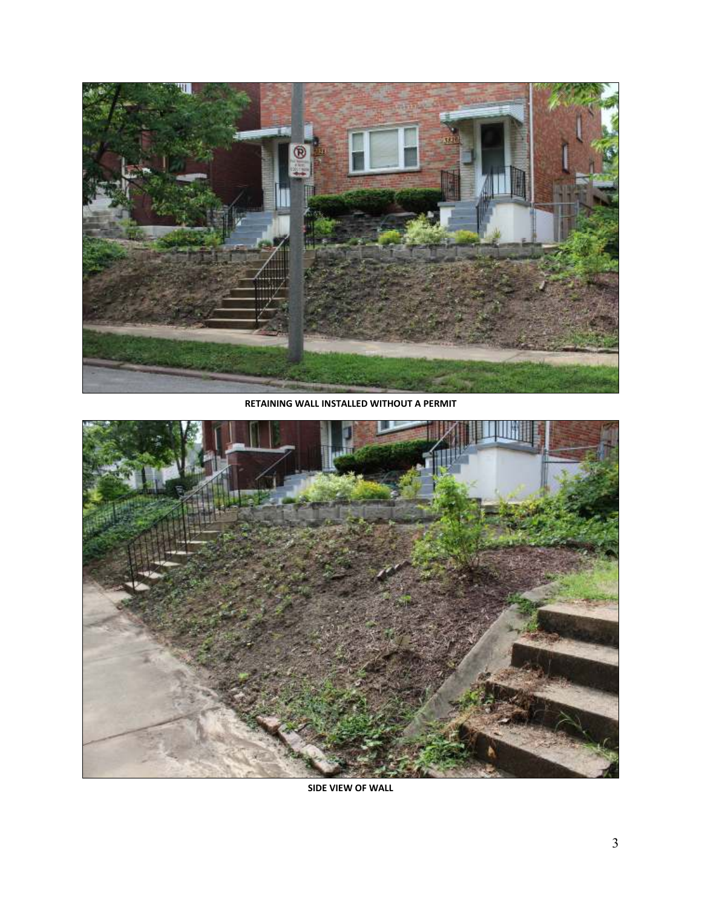**RETAINING WALL INSTALLED WITHOUT A PERMIT**

**SIDE VIEW OF WALL**